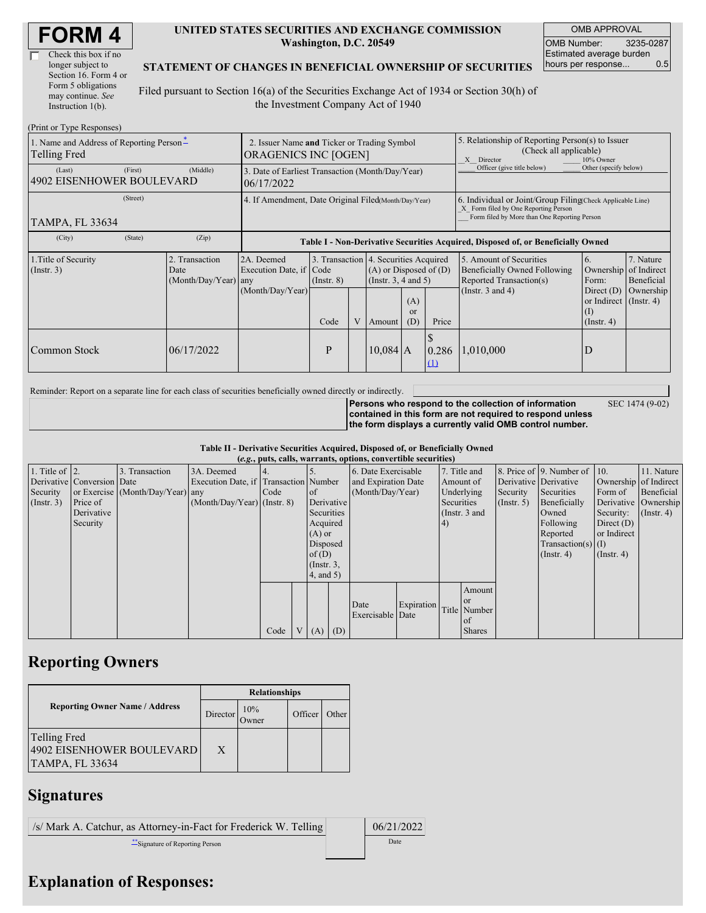# FORM 4

☐ Check this box if no longer subject to Section 16. Form 4 or Form 5 obligations may continue. *See* Instruction 1(b).

**UNITED STATES SECURITIES AND EXCHANGE COMMISSION**
**Washington, D.C. 20549**

**STATEMENT OF CHANGES IN BENEFICIAL OWNERSHIP OF SECURITIES**

Filed pursuant to Section 16(a) of the Securities Exchange Act of 1934 or Section 30(h) of the Investment Company Act of 1940

| OMB APPROVAL | |
|---|---|
| OMB Number: | 3235-0287 |
| Estimated average burden hours per response... | 0.5 |

(Print or Type Responses)

| 1. Name and Address of Reporting Person* | 2. Issuer Name **and** Ticker or Trading Symbol | 5. Relationship of Reporting Person(s) to Issuer (Check all applicable) |
|---|---|---|
| Telling Fred | ORAGENICS INC [OGEN] | _X_ Director ___ 10% Owner ___ Officer (give title below) ___ Other (specify below) |
| (Last) (First) (Middle) 4902 EISENHOWER BOULEVARD | 3. Date of Earliest Transaction (Month/Day/Year) 06/17/2022 | |
| (Street) TAMPA, FL 33634 | 4. If Amendment, Date Original Filed (Month/Day/Year) | 6. Individual or Joint/Group Filing (Check Applicable Line) _X_ Form filed by One Reporting Person ___ Form filed by More than One Reporting Person |
| (City) (State) (Zip) | | |

**Table I - Non-Derivative Securities Acquired, Disposed of, or Beneficially Owned**

| 1.Title of Security (Instr. 3) | 2. Transaction Date (Month/Day/Year) | 2A. Deemed Execution Date, if any (Month/Day/Year) | 3. Transaction Code (Instr. 8) | | 4. Securities Acquired (A) or Disposed of (D) (Instr. 3, 4 and 5) | | | 5. Amount of Securities Beneficially Owned Following Reported Transaction(s) (Instr. 3 and 4) | 6. Ownership Form: Direct (D) or Indirect (I) (Instr. 4) | 7. Nature of Indirect Beneficial Ownership (Instr. 4) |
|---|---|---|---|---|---|---|---|---|---|---|
| | | | Code | V | Amount | (A) or (D) | Price | | | |
| Common Stock | 06/17/2022 | | P | | 10,084 | A | $ 0.286 (1) | 1,010,000 | D | |

Reminder: Report on a separate line for each class of securities beneficially owned directly or indirectly.

**Persons who respond to the collection of information contained in this form are not required to respond unless the form displays a currently valid OMB control number.** SEC 1474 (9-02)

**Table II - Derivative Securities Acquired, Disposed of, or Beneficially Owned**
**(*e.g.*, puts, calls, warrants, options, convertible securities)**

| 1. Title of Derivative Security (Instr. 3) | 2. Conversion or Exercise Price of Derivative Security | 3. Transaction Date (Month/Day/Year) | 3A. Deemed Execution Date, if any (Month/Day/Year) | 4. Transaction Code (Instr. 8) | | 5. Number of Derivative Securities Acquired (A) or Disposed of (D) (Instr. 3, 4, and 5) | | 6. Date Exercisable and Expiration Date (Month/Day/Year) | | 7. Title and Amount of Underlying Securities (Instr. 3 and 4) | | 8. Price of Derivative Security (Instr. 5) | 9. Number of Derivative Securities Beneficially Owned Following Reported Transaction(s) (Instr. 4) | 10. Ownership Form of Derivative Security: Direct (D) or Indirect (I) (Instr. 4) | 11. Nature of Indirect Beneficial Ownership (Instr. 4) |
|---|---|---|---|---|---|---|---|---|---|---|---|---|---|---|---|
| | | | | Code | V | (A) | (D) | Date Exercisable | Expiration Date | Title | Amount or Number of Shares | | | | |

## Reporting Owners

| Reporting Owner Name / Address | Relationships | | | |
|---|---|---|---|---|
| | Director | 10% Owner | Officer | Other |
| Telling Fred 4902 EISENHOWER BOULEVARD TAMPA, FL 33634 | X | | | |

## Signatures

| /s/ Mark A. Catchur, as Attorney-in-Fact for Frederick W. Telling | 06/21/2022 |
|---|---|
| **Signature of Reporting Person | Date |

## Explanation of Responses: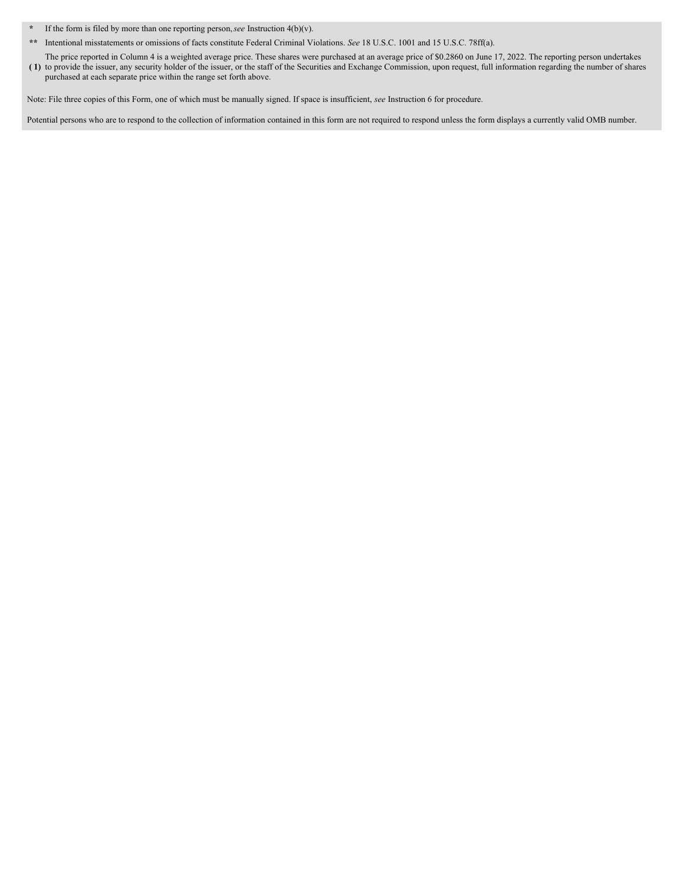\* If the form is filed by more than one reporting person, *see* Instruction 4(b)(v).

\*\* Intentional misstatements or omissions of facts constitute Federal Criminal Violations. *See* 18 U.S.C. 1001 and 15 U.S.C. 78ff(a).

( 1) The price reported in Column 4 is a weighted average price. These shares were purchased at an average price of $0.2860 on June 17, 2022. The reporting person undertakes to provide the issuer, any security holder of the issuer, or the staff of the Securities and Exchange Commission, upon request, full information regarding the number of shares purchased at each separate price within the range set forth above.

Note: File three copies of this Form, one of which must be manually signed. If space is insufficient, *see* Instruction 6 for procedure.

Potential persons who are to respond to the collection of information contained in this form are not required to respond unless the form displays a currently valid OMB number.